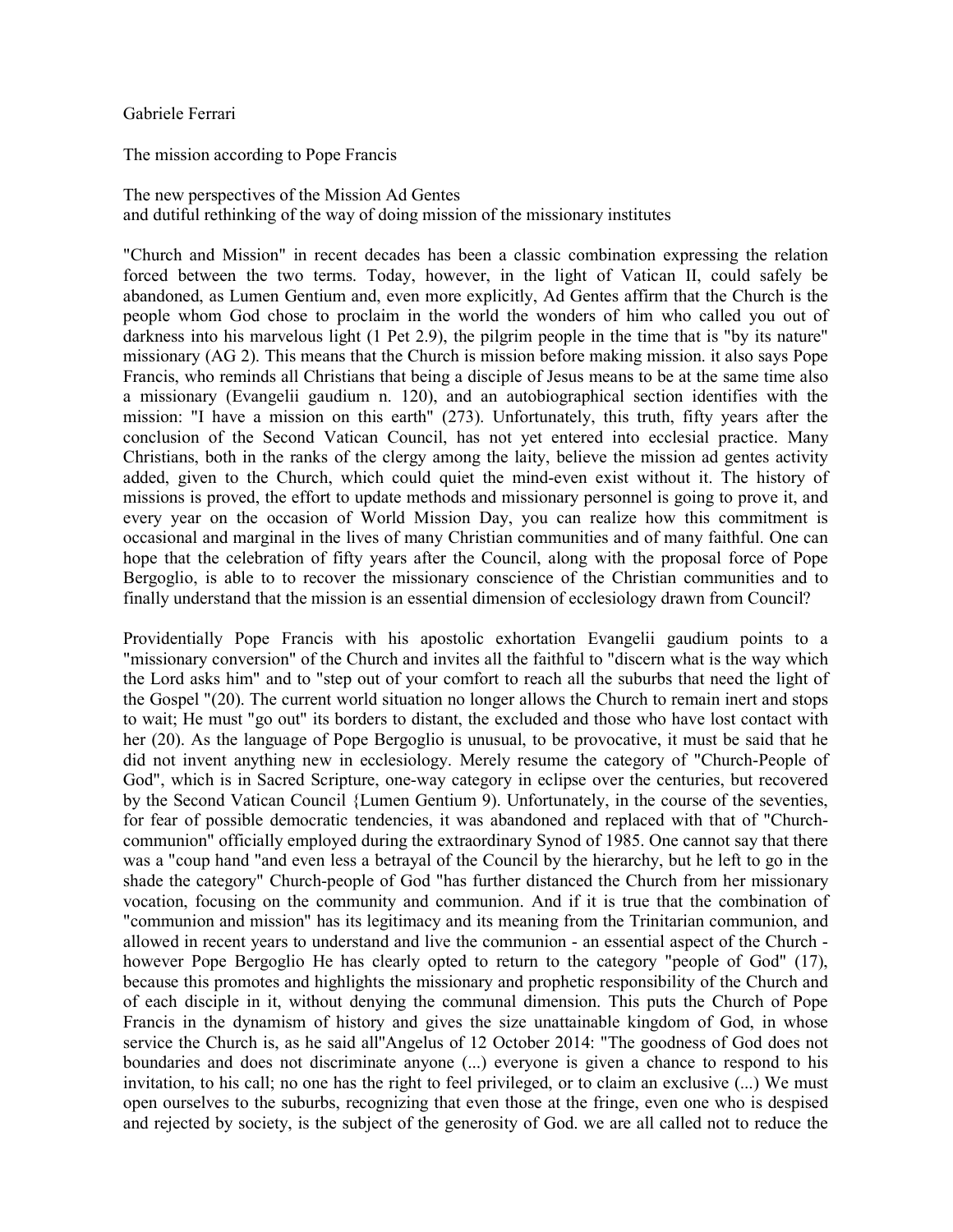Gabriele Ferrari

# The mission according to Pope Francis

## The new perspectives of the Mission Ad Gentes and dutiful rethinking of the way of doing mission of the missionary institutes

"Church and Mission" in recent decades has been a classic combination expressing the relation forced between the two terms. Today, however, in the light of Vatican II, could safely be abandoned, as Lumen Gentium and, even more explicitly, Ad Gentes affirm that the Church is the people whom God chose to proclaim in the world the wonders of him who called you out of darkness into his marvelous light (1 Pet 2.9), the pilgrim people in the time that is "by its nature" missionary (AG 2). This means that the Church is mission before making mission. it also says Pope Francis, who reminds all Christians that being a disciple of Jesus means to be at the same time also a missionary (Evangelii gaudium n. 120), and an autobiographical section identifies with the mission: "I have a mission on this earth" (273). Unfortunately, this truth, fifty years after the conclusion of the Second Vatican Council, has not yet entered into ecclesial practice. Many Christians, both in the ranks of the clergy among the laity, believe the mission ad gentes activity added, given to the Church, which could quiet the mind-even exist without it. The history of missions is proved, the effort to update methods and missionary personnel is going to prove it, and every year on the occasion of World Mission Day, you can realize how this commitment is occasional and marginal in the lives of many Christian communities and of many faithful. One can hope that the celebration of fifty years after the Council, along with the proposal force of Pope Bergoglio, is able to to recover the missionary conscience of the Christian communities and to finally understand that the mission is an essential dimension of ecclesiology drawn from Council?

Providentially Pope Francis with his apostolic exhortation Evangelii gaudium points to a "missionary conversion" of the Church and invites all the faithful to "discern what is the way which the Lord asks him" and to "step out of your comfort to reach all the suburbs that need the light of the Gospel "(20). The current world situation no longer allows the Church to remain inert and stops to wait; He must "go out" its borders to distant, the excluded and those who have lost contact with her (20). As the language of Pope Bergoglio is unusual, to be provocative, it must be said that he did not invent anything new in ecclesiology. Merely resume the category of "Church-People of God", which is in Sacred Scripture, one-way category in eclipse over the centuries, but recovered by the Second Vatican Council {Lumen Gentium 9). Unfortunately, in the course of the seventies, for fear of possible democratic tendencies, it was abandoned and replaced with that of "Church-communion" officially employed during the extraordinary Synod of 1985. One cannot say that there was a "coup hand "and even less a betrayal of the Council by the hierarchy, but he left to go in the shade the category" Church-people of God "has further distanced the Church from her missionary vocation, focusing on the community and communion. And if it is true that the combination of "communion and mission" has its legitimacy and its meaning from the Trinitarian communion, and allowed in recent years to understand and live the communion - an essential aspect of the Church - however Pope Bergoglio He has clearly opted to return to the category "people of God" (17), because this promotes and highlights the missionary and prophetic responsibility of the Church and of each disciple in it, without denying the communal dimension. This puts the Church of Pope Francis in the dynamism of history and gives the size unattainable kingdom of God, in whose service the Church is, as he said all"Angelus of 12 October 2014: "The goodness of God does not boundaries and does not discriminate anyone (...) everyone is given a chance to respond to his invitation, to his call; no one has the right to feel privileged, or to claim an exclusive (...) We must open ourselves to the suburbs, recognizing that even those at the fringe, even one who is despised and rejected by society, is the subject of the generosity of God. we are all called not to reduce the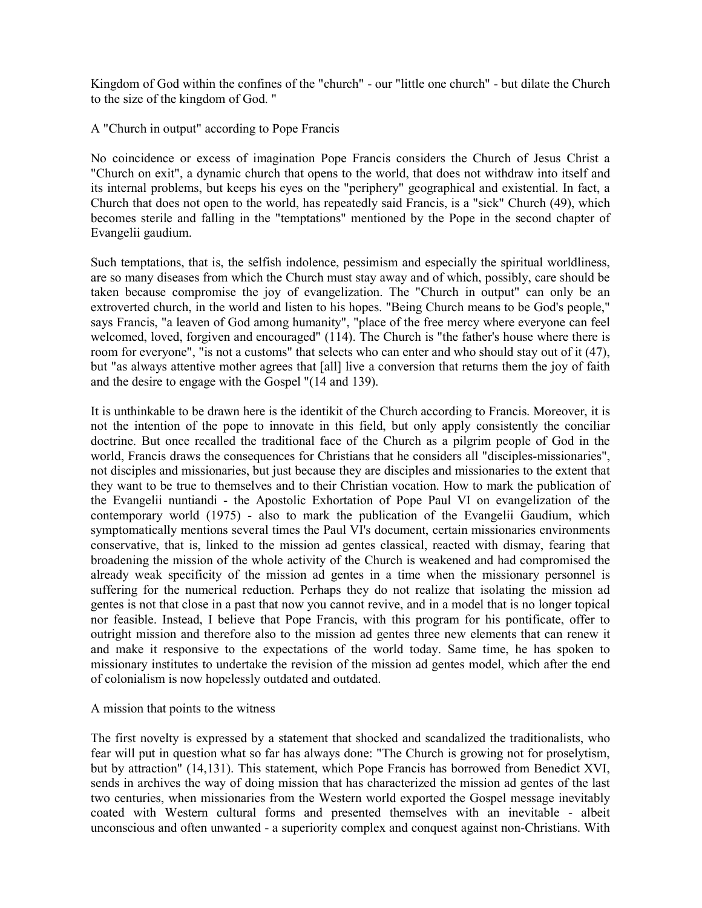Kingdom of God within the confines of the "church" - our "little one church" - but dilate the Church to the size of the kingdom of God. "

## A "Church in output" according to Pope Francis

No coincidence or excess of imagination Pope Francis considers the Church of Jesus Christ a "Church on exit", a dynamic church that opens to the world, that does not withdraw into itself and its internal problems, but keeps his eyes on the "periphery" geographical and existential. In fact, a Church that does not open to the world, has repeatedly said Francis, is a "sick" Church (49), which becomes sterile and falling in the "temptations" mentioned by the Pope in the second chapter of Evangelii gaudium.

Such temptations, that is, the selfish indolence, pessimism and especially the spiritual worldliness, are so many diseases from which the Church must stay away and of which, possibly, care should be taken because compromise the joy of evangelization. The "Church in output" can only be an extroverted church, in the world and listen to his hopes. "Being Church means to be God's people," says Francis, "a leaven of God among humanity", "place of the free mercy where everyone can feel welcomed, loved, forgiven and encouraged" (114). The Church is "the father's house where there is room for everyone", "is not a customs" that selects who can enter and who should stay out of it (47), but "as always attentive mother agrees that [all] live a conversion that returns them the joy of faith and the desire to engage with the Gospel "(14 and 139).

It is unthinkable to be drawn here is the identikit of the Church according to Francis. Moreover, it is not the intention of the pope to innovate in this field, but only apply consistently the conciliar doctrine. But once recalled the traditional face of the Church as a pilgrim people of God in the world, Francis draws the consequences for Christians that he considers all "disciples-missionaries", not disciples and missionaries, but just because they are disciples and missionaries to the extent that they want to be true to themselves and to their Christian vocation. How to mark the publication of the Evangelii nuntiandi - the Apostolic Exhortation of Pope Paul VI on evangelization of the contemporary world (1975) - also to mark the publication of the Evangelii Gaudium, which symptomatically mentions several times the Paul VI's document, certain missionaries environments conservative, that is, linked to the mission ad gentes classical, reacted with dismay, fearing that broadening the mission of the whole activity of the Church is weakened and had compromised the already weak specificity of the mission ad gentes in a time when the missionary personnel is suffering for the numerical reduction. Perhaps they do not realize that isolating the mission ad gentes is not that close in a past that now you cannot revive, and in a model that is no longer topical nor feasible. Instead, I believe that Pope Francis, with this program for his pontificate, offer to outright mission and therefore also to the mission ad gentes three new elements that can renew it and make it responsive to the expectations of the world today. Same time, he has spoken to missionary institutes to undertake the revision of the mission ad gentes model, which after the end of colonialism is now hopelessly outdated and outdated.

## A mission that points to the witness

The first novelty is expressed by a statement that shocked and scandalized the traditionalists, who fear will put in question what so far has always done: "The Church is growing not for proselytism, but by attraction" (14,131). This statement, which Pope Francis has borrowed from Benedict XVI, sends in archives the way of doing mission that has characterized the mission ad gentes of the last two centuries, when missionaries from the Western world exported the Gospel message inevitably coated with Western cultural forms and presented themselves with an inevitable - albeit unconscious and often unwanted - a superiority complex and conquest against non-Christians. With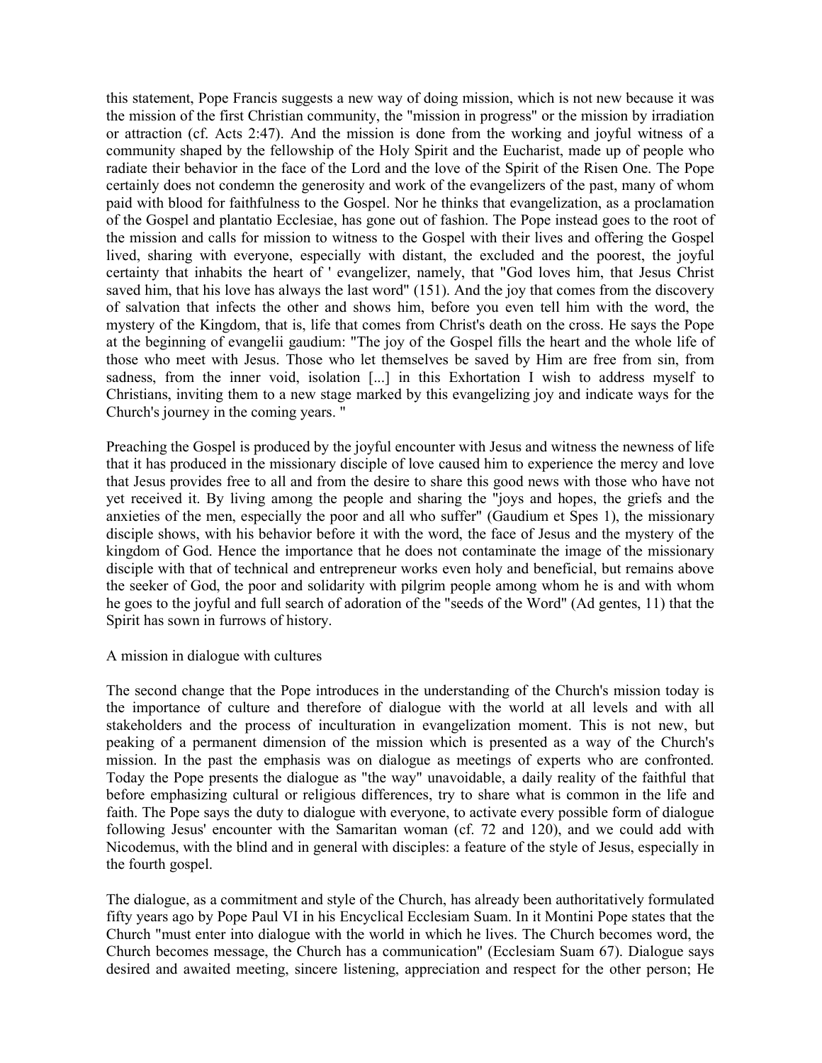this statement, Pope Francis suggests a new way of doing mission, which is not new because it was the mission of the first Christian community, the "mission in progress" or the mission by irradiation or attraction (cf. Acts 2:47). And the mission is done from the working and joyful witness of a community shaped by the fellowship of the Holy Spirit and the Eucharist, made up of people who radiate their behavior in the face of the Lord and the love of the Spirit of the Risen One. The Pope certainly does not condemn the generosity and work of the evangelizers of the past, many of whom paid with blood for faithfulness to the Gospel. Nor he thinks that evangelization, as a proclamation of the Gospel and plantatio Ecclesiae, has gone out of fashion. The Pope instead goes to the root of the mission and calls for mission to witness to the Gospel with their lives and offering the Gospel lived, sharing with everyone, especially with distant, the excluded and the poorest, the joyful certainty that inhabits the heart of ' evangelizer, namely, that "God loves him, that Jesus Christ saved him, that his love has always the last word" (151). And the joy that comes from the discovery of salvation that infects the other and shows him, before you even tell him with the word, the mystery of the Kingdom, that is, life that comes from Christ's death on the cross. He says the Pope at the beginning of evangelii gaudium: "The joy of the Gospel fills the heart and the whole life of those who meet with Jesus. Those who let themselves be saved by Him are free from sin, from sadness, from the inner void, isolation [...] in this Exhortation I wish to address myself to Christians, inviting them to a new stage marked by this evangelizing joy and indicate ways for the Church's journey in the coming years. "

Preaching the Gospel is produced by the joyful encounter with Jesus and witness the newness of life that it has produced in the missionary disciple of love caused him to experience the mercy and love that Jesus provides free to all and from the desire to share this good news with those who have not yet received it. By living among the people and sharing the "joys and hopes, the griefs and the anxieties of the men, especially the poor and all who suffer" (Gaudium et Spes 1), the missionary disciple shows, with his behavior before it with the word, the face of Jesus and the mystery of the kingdom of God. Hence the importance that he does not contaminate the image of the missionary disciple with that of technical and entrepreneur works even holy and beneficial, but remains above the seeker of God, the poor and solidarity with pilgrim people among whom he is and with whom he goes to the joyful and full search of adoration of the "seeds of the Word" (Ad gentes, 11) that the Spirit has sown in furrows of history.

## A mission in dialogue with cultures

The second change that the Pope introduces in the understanding of the Church's mission today is the importance of culture and therefore of dialogue with the world at all levels and with all stakeholders and the process of inculturation in evangelization moment. This is not new, but peaking of a permanent dimension of the mission which is presented as a way of the Church's mission. In the past the emphasis was on dialogue as meetings of experts who are confronted. Today the Pope presents the dialogue as "the way" unavoidable, a daily reality of the faithful that before emphasizing cultural or religious differences, try to share what is common in the life and faith. The Pope says the duty to dialogue with everyone, to activate every possible form of dialogue following Jesus' encounter with the Samaritan woman (cf. 72 and 120), and we could add with Nicodemus, with the blind and in general with disciples: a feature of the style of Jesus, especially in the fourth gospel.

The dialogue, as a commitment and style of the Church, has already been authoritatively formulated fifty years ago by Pope Paul VI in his Encyclical Ecclesiam Suam. In it Montini Pope states that the Church "must enter into dialogue with the world in which he lives. The Church becomes word, the Church becomes message, the Church has a communication" (Ecclesiam Suam 67). Dialogue says desired and awaited meeting, sincere listening, appreciation and respect for the other person; He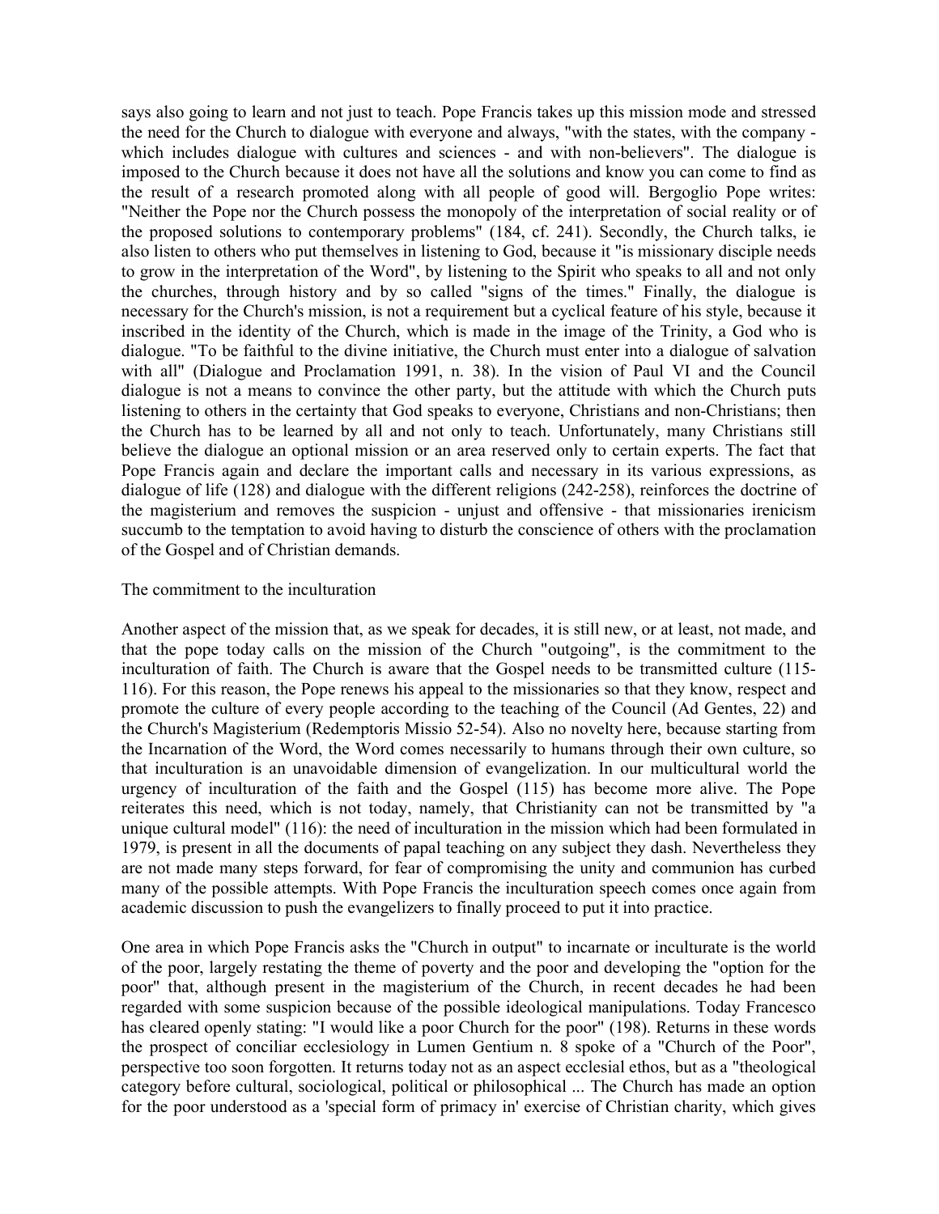says also going to learn and not just to teach. Pope Francis takes up this mission mode and stressed the need for the Church to dialogue with everyone and always, "with the states, with the company - which includes dialogue with cultures and sciences - and with non-believers". The dialogue is imposed to the Church because it does not have all the solutions and know you can come to find as the result of a research promoted along with all people of good will. Bergoglio Pope writes: "Neither the Pope nor the Church possess the monopoly of the interpretation of social reality or of the proposed solutions to contemporary problems" (184, cf. 241). Secondly, the Church talks, ie also listen to others who put themselves in listening to God, because it "is missionary disciple needs to grow in the interpretation of the Word", by listening to the Spirit who speaks to all and not only the churches, through history and by so called "signs of the times." Finally, the dialogue is necessary for the Church's mission, is not a requirement but a cyclical feature of his style, because it inscribed in the identity of the Church, which is made in the image of the Trinity, a God who is dialogue. "To be faithful to the divine initiative, the Church must enter into a dialogue of salvation with all" (Dialogue and Proclamation 1991, n. 38). In the vision of Paul VI and the Council dialogue is not a means to convince the other party, but the attitude with which the Church puts listening to others in the certainty that God speaks to everyone, Christians and non-Christians; then the Church has to be learned by all and not only to teach. Unfortunately, many Christians still believe the dialogue an optional mission or an area reserved only to certain experts. The fact that Pope Francis again and declare the important calls and necessary in its various expressions, as dialogue of life (128) and dialogue with the different religions (242-258), reinforces the doctrine of the magisterium and removes the suspicion - unjust and offensive - that missionaries irenicism succumb to the temptation to avoid having to disturb the conscience of others with the proclamation of the Gospel and of Christian demands.

## The commitment to the inculturation

Another aspect of the mission that, as we speak for decades, it is still new, or at least, not made, and that the pope today calls on the mission of the Church "outgoing", is the commitment to the inculturation of faith. The Church is aware that the Gospel needs to be transmitted culture (115-116). For this reason, the Pope renews his appeal to the missionaries so that they know, respect and promote the culture of every people according to the teaching of the Council (Ad Gentes, 22) and the Church's Magisterium (Redemptoris Missio 52-54). Also no novelty here, because starting from the Incarnation of the Word, the Word comes necessarily to humans through their own culture, so that inculturation is an unavoidable dimension of evangelization. In our multicultural world the urgency of inculturation of the faith and the Gospel (115) has become more alive. The Pope reiterates this need, which is not today, namely, that Christianity can not be transmitted by "a unique cultural model" (116): the need of inculturation in the mission which had been formulated in 1979, is present in all the documents of papal teaching on any subject they dash. Nevertheless they are not made many steps forward, for fear of compromising the unity and communion has curbed many of the possible attempts. With Pope Francis the inculturation speech comes once again from academic discussion to push the evangelizers to finally proceed to put it into practice.

One area in which Pope Francis asks the "Church in output" to incarnate or inculturate is the world of the poor, largely restating the theme of poverty and the poor and developing the "option for the poor" that, although present in the magisterium of the Church, in recent decades he had been regarded with some suspicion because of the possible ideological manipulations. Today Francesco has cleared openly stating: "I would like a poor Church for the poor" (198). Returns in these words the prospect of conciliar ecclesiology in Lumen Gentium n. 8 spoke of a "Church of the Poor", perspective too soon forgotten. It returns today not as an aspect ecclesial ethos, but as a "theological category before cultural, sociological, political or philosophical ... The Church has made an option for the poor understood as a 'special form of primacy in' exercise of Christian charity, which gives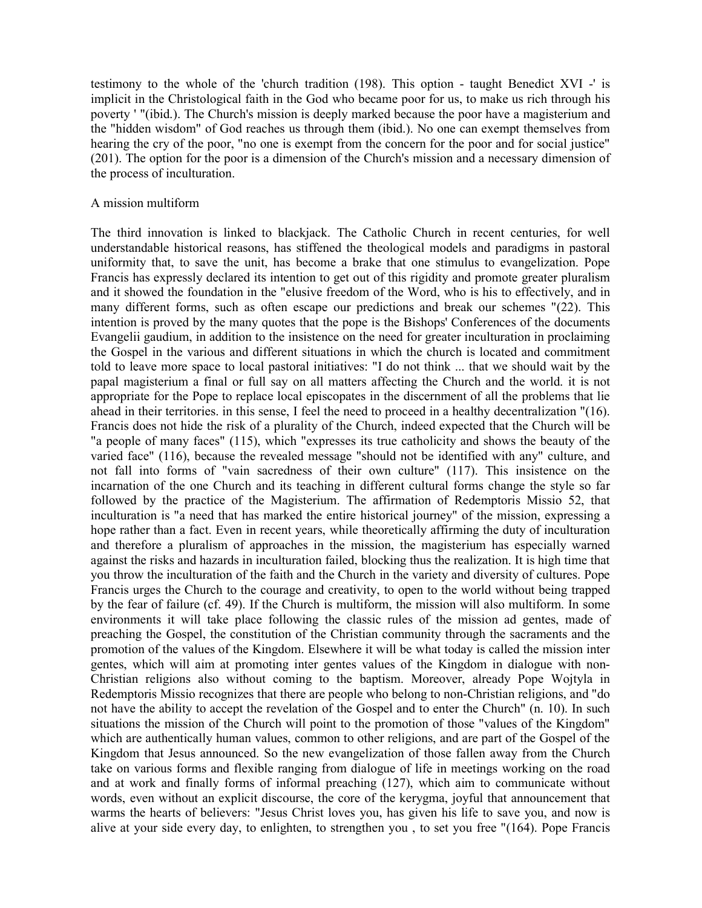testimony to the whole of the 'church tradition (198). This option - taught Benedict XVI -' is implicit in the Christological faith in the God who became poor for us, to make us rich through his poverty ' "(ibid.). The Church's mission is deeply marked because the poor have a magisterium and the "hidden wisdom" of God reaches us through them (ibid.). No one can exempt themselves from hearing the cry of the poor, "no one is exempt from the concern for the poor and for social justice" (201). The option for the poor is a dimension of the Church's mission and a necessary dimension of the process of inculturation.

A mission multiform

The third innovation is linked to blackjack. The Catholic Church in recent centuries, for well understandable historical reasons, has stiffened the theological models and paradigms in pastoral uniformity that, to save the unit, has become a brake that one stimulus to evangelization. Pope Francis has expressly declared its intention to get out of this rigidity and promote greater pluralism and it showed the foundation in the "elusive freedom of the Word, who is his to effectively, and in many different forms, such as often escape our predictions and break our schemes "(22). This intention is proved by the many quotes that the pope is the Bishops' Conferences of the documents Evangelii gaudium, in addition to the insistence on the need for greater inculturation in proclaiming the Gospel in the various and different situations in which the church is located and commitment told to leave more space to local pastoral initiatives: "I do not think ... that we should wait by the papal magisterium a final or full say on all matters affecting the Church and the world. it is not appropriate for the Pope to replace local episcopates in the discernment of all the problems that lie ahead in their territories. in this sense, I feel the need to proceed in a healthy decentralization "(16). Francis does not hide the risk of a plurality of the Church, indeed expected that the Church will be "a people of many faces" (115), which "expresses its true catholicity and shows the beauty of the varied face" (116), because the revealed message "should not be identified with any" culture, and not fall into forms of "vain sacredness of their own culture" (117). This insistence on the incarnation of the one Church and its teaching in different cultural forms change the style so far followed by the practice of the Magisterium. The affirmation of Redemptoris Missio 52, that inculturation is "a need that has marked the entire historical journey" of the mission, expressing a hope rather than a fact. Even in recent years, while theoretically affirming the duty of inculturation and therefore a pluralism of approaches in the mission, the magisterium has especially warned against the risks and hazards in inculturation failed, blocking thus the realization. It is high time that you throw the inculturation of the faith and the Church in the variety and diversity of cultures. Pope Francis urges the Church to the courage and creativity, to open to the world without being trapped by the fear of failure (cf. 49). If the Church is multiform, the mission will also multiform. In some environments it will take place following the classic rules of the mission ad gentes, made of preaching the Gospel, the constitution of the Christian community through the sacraments and the promotion of the values of the Kingdom. Elsewhere it will be what today is called the mission inter gentes, which will aim at promoting inter gentes values of the Kingdom in dialogue with non-Christian religions also without coming to the baptism. Moreover, already Pope Wojtyla in Redemptoris Missio recognizes that there are people who belong to non-Christian religions, and "do not have the ability to accept the revelation of the Gospel and to enter the Church" (n. 10). In such situations the mission of the Church will point to the promotion of those "values of the Kingdom" which are authentically human values, common to other religions, and are part of the Gospel of the Kingdom that Jesus announced. So the new evangelization of those fallen away from the Church take on various forms and flexible ranging from dialogue of life in meetings working on the road and at work and finally forms of informal preaching (127), which aim to communicate without words, even without an explicit discourse, the core of the kerygma, joyful that announcement that warms the hearts of believers: "Jesus Christ loves you, has given his life to save you, and now is alive at your side every day, to enlighten, to strengthen you , to set you free "(164). Pope Francis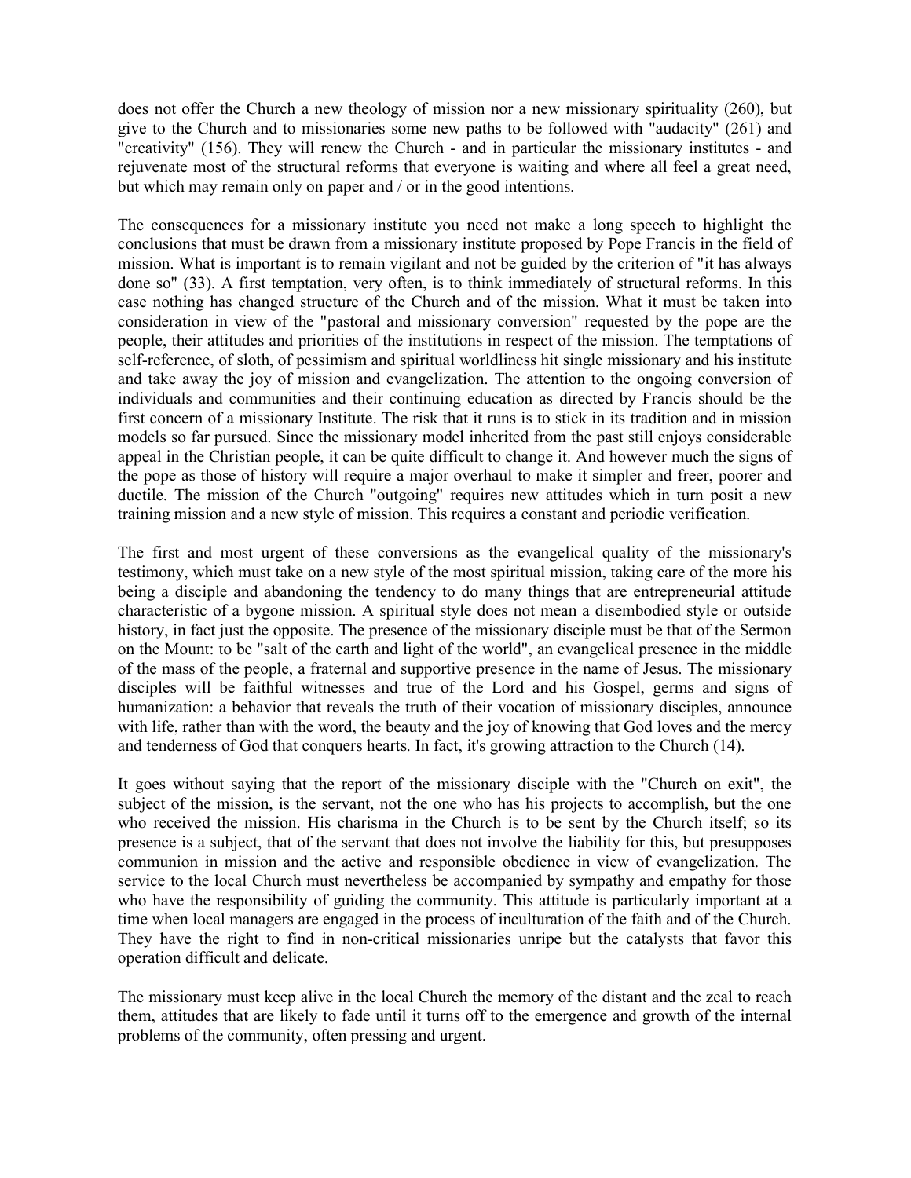does not offer the Church a new theology of mission nor a new missionary spirituality (260), but give to the Church and to missionaries some new paths to be followed with "audacity" (261) and "creativity" (156). They will renew the Church - and in particular the missionary institutes - and rejuvenate most of the structural reforms that everyone is waiting and where all feel a great need, but which may remain only on paper and / or in the good intentions.

The consequences for a missionary institute you need not make a long speech to highlight the conclusions that must be drawn from a missionary institute proposed by Pope Francis in the field of mission. What is important is to remain vigilant and not be guided by the criterion of "it has always done so" (33). A first temptation, very often, is to think immediately of structural reforms. In this case nothing has changed structure of the Church and of the mission. What it must be taken into consideration in view of the "pastoral and missionary conversion" requested by the pope are the people, their attitudes and priorities of the institutions in respect of the mission. The temptations of self-reference, of sloth, of pessimism and spiritual worldliness hit single missionary and his institute and take away the joy of mission and evangelization. The attention to the ongoing conversion of individuals and communities and their continuing education as directed by Francis should be the first concern of a missionary Institute. The risk that it runs is to stick in its tradition and in mission models so far pursued. Since the missionary model inherited from the past still enjoys considerable appeal in the Christian people, it can be quite difficult to change it. And however much the signs of the pope as those of history will require a major overhaul to make it simpler and freer, poorer and ductile. The mission of the Church "outgoing" requires new attitudes which in turn posit a new training mission and a new style of mission. This requires a constant and periodic verification.

The first and most urgent of these conversions as the evangelical quality of the missionary's testimony, which must take on a new style of the most spiritual mission, taking care of the more his being a disciple and abandoning the tendency to do many things that are entrepreneurial attitude characteristic of a bygone mission. A spiritual style does not mean a disembodied style or outside history, in fact just the opposite. The presence of the missionary disciple must be that of the Sermon on the Mount: to be "salt of the earth and light of the world", an evangelical presence in the middle of the mass of the people, a fraternal and supportive presence in the name of Jesus. The missionary disciples will be faithful witnesses and true of the Lord and his Gospel, germs and signs of humanization: a behavior that reveals the truth of their vocation of missionary disciples, announce with life, rather than with the word, the beauty and the joy of knowing that God loves and the mercy and tenderness of God that conquers hearts. In fact, it's growing attraction to the Church (14).

It goes without saying that the report of the missionary disciple with the "Church on exit", the subject of the mission, is the servant, not the one who has his projects to accomplish, but the one who received the mission. His charisma in the Church is to be sent by the Church itself; so its presence is a subject, that of the servant that does not involve the liability for this, but presupposes communion in mission and the active and responsible obedience in view of evangelization. The service to the local Church must nevertheless be accompanied by sympathy and empathy for those who have the responsibility of guiding the community. This attitude is particularly important at a time when local managers are engaged in the process of inculturation of the faith and of the Church. They have the right to find in non-critical missionaries unripe but the catalysts that favor this operation difficult and delicate.

The missionary must keep alive in the local Church the memory of the distant and the zeal to reach them, attitudes that are likely to fade until it turns off to the emergence and growth of the internal problems of the community, often pressing and urgent.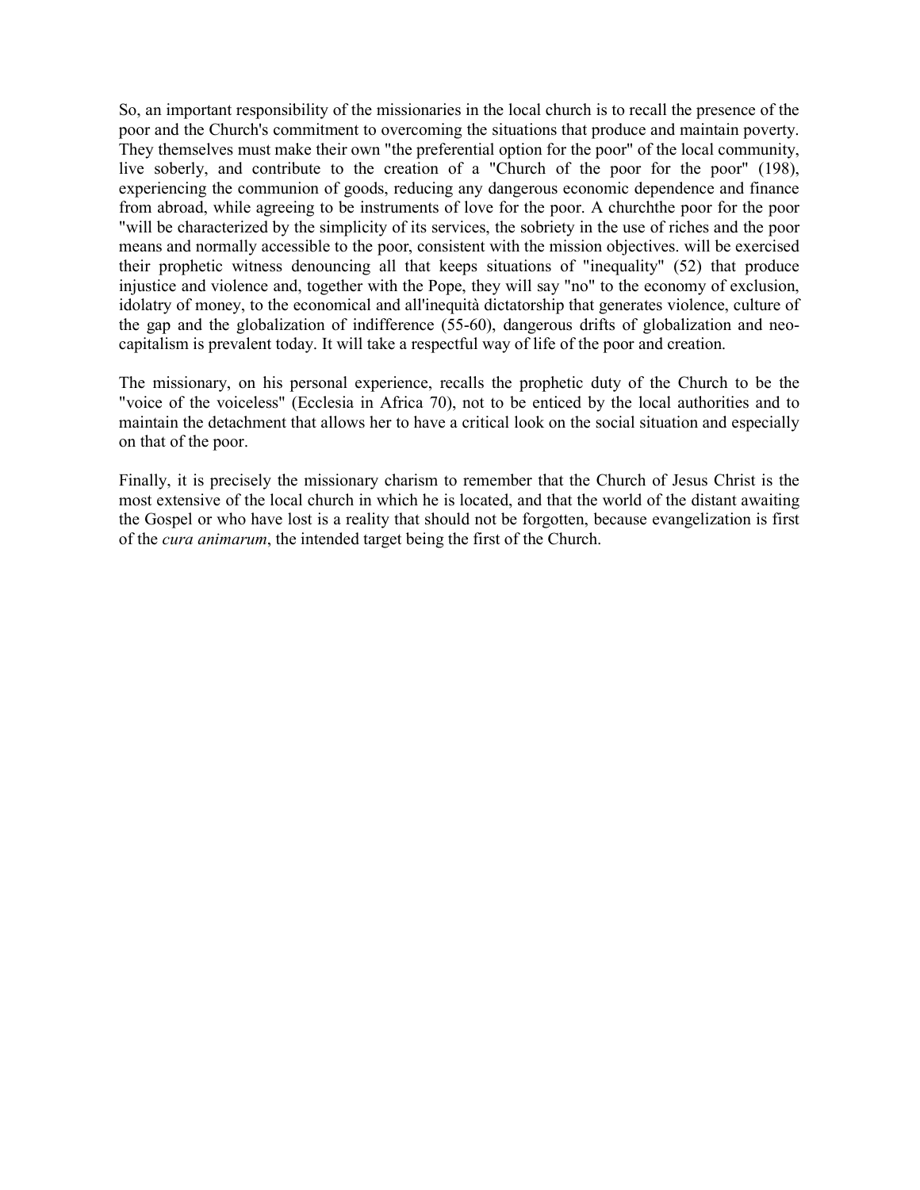So, an important responsibility of the missionaries in the local church is to recall the presence of the poor and the Church's commitment to overcoming the situations that produce and maintain poverty. They themselves must make their own "the preferential option for the poor" of the local community, live soberly, and contribute to the creation of a "Church of the poor for the poor" (198), experiencing the communion of goods, reducing any dangerous economic dependence and finance from abroad, while agreeing to be instruments of love for the poor. A churchthe poor for the poor "will be characterized by the simplicity of its services, the sobriety in the use of riches and the poor means and normally accessible to the poor, consistent with the mission objectives. will be exercised their prophetic witness denouncing all that keeps situations of "inequality" (52) that produce injustice and violence and, together with the Pope, they will say "no" to the economy of exclusion, idolatry of money, to the economical and all'inequità dictatorship that generates violence, culture of the gap and the globalization of indifference (55-60), dangerous drifts of globalization and neo-capitalism is prevalent today. It will take a respectful way of life of the poor and creation.

The missionary, on his personal experience, recalls the prophetic duty of the Church to be the "voice of the voiceless" (Ecclesia in Africa 70), not to be enticed by the local authorities and to maintain the detachment that allows her to have a critical look on the social situation and especially on that of the poor.

Finally, it is precisely the missionary charism to remember that the Church of Jesus Christ is the most extensive of the local church in which he is located, and that the world of the distant awaiting the Gospel or who have lost is a reality that should not be forgotten, because evangelization is first of the *cura animarum*, the intended target being the first of the Church.